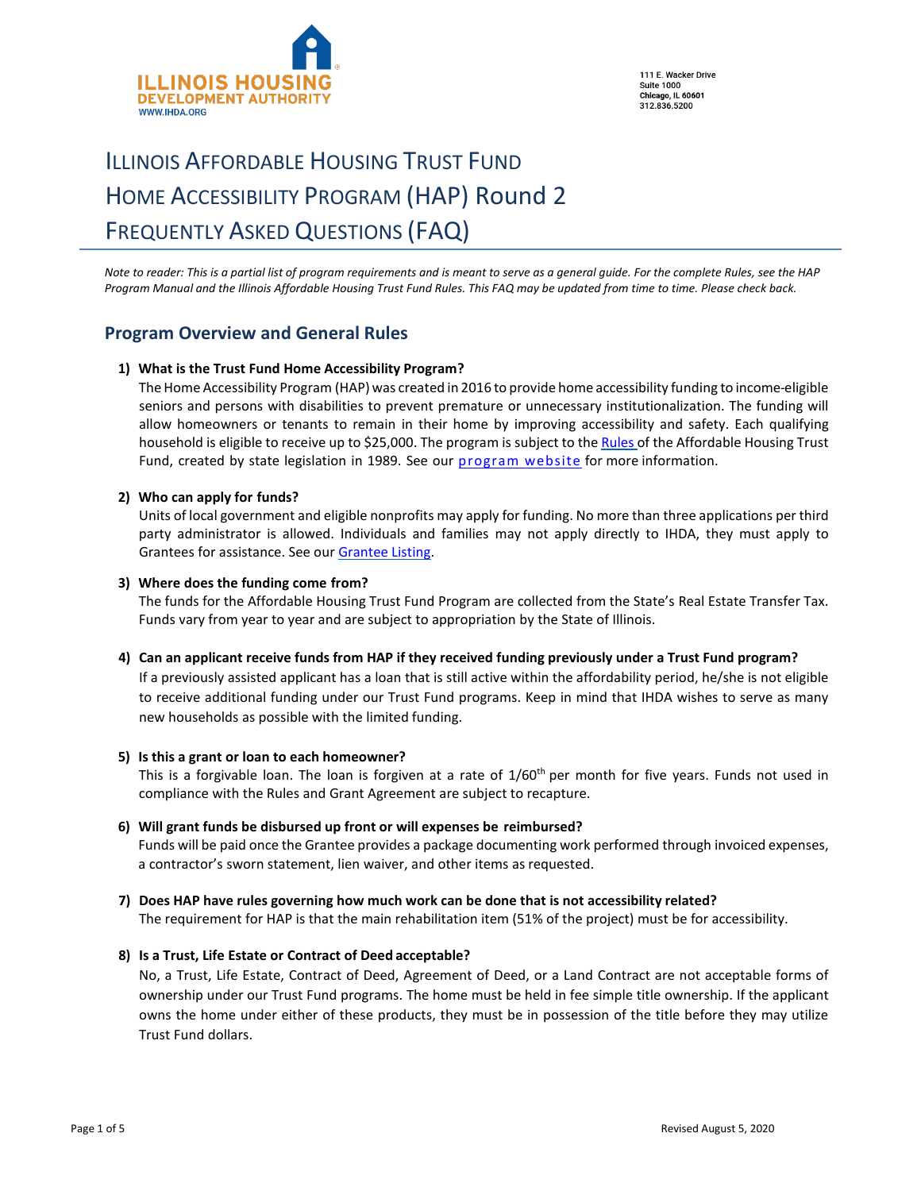ILLINOIS HOUSING DEVELOPMENT AUTHORITY
WWW.IHDA.ORG

111 E. Wacker Drive
Suite 1000
Chicago, IL 60601
312.836.5200

# Illinois Affordable Housing Trust Fund Home Accessibility Program (HAP) Round 2 Frequently Asked Questions (FAQ)

*Note to reader: This is a partial list of program requirements and is meant to serve as a general guide. For the complete Rules, see the HAP Program Manual and the Illinois Affordable Housing Trust Fund Rules. This FAQ may be updated from time to time. Please check back.*

## Program Overview and General Rules

1) **What is the Trust Fund Home Accessibility Program?**
   The Home Accessibility Program (HAP) was created in 2016 to provide home accessibility funding to income-eligible seniors and persons with disabilities to prevent premature or unnecessary institutionalization. The funding will allow homeowners or tenants to remain in their home by improving accessibility and safety. Each qualifying household is eligible to receive up to $25,000. The program is subject to the Rules of the Affordable Housing Trust Fund, created by state legislation in 1989. See our program website for more information.

2) **Who can apply for funds?**
   Units of local government and eligible nonprofits may apply for funding. No more than three applications per third party administrator is allowed. Individuals and families may not apply directly to IHDA, they must apply to Grantees for assistance. See our Grantee Listing.

3) **Where does the funding come from?**
   The funds for the Affordable Housing Trust Fund Program are collected from the State's Real Estate Transfer Tax. Funds vary from year to year and are subject to appropriation by the State of Illinois.

4) **Can an applicant receive funds from HAP if they received funding previously under a Trust Fund program?**
   If a previously assisted applicant has a loan that is still active within the affordability period, he/she is not eligible to receive additional funding under our Trust Fund programs. Keep in mind that IHDA wishes to serve as many new households as possible with the limited funding.

5) **Is this a grant or loan to each homeowner?**
   This is a forgivable loan. The loan is forgiven at a rate of 1/60th per month for five years. Funds not used in compliance with the Rules and Grant Agreement are subject to recapture.

6) **Will grant funds be disbursed up front or will expenses be reimbursed?**
   Funds will be paid once the Grantee provides a package documenting work performed through invoiced expenses, a contractor's sworn statement, lien waiver, and other items as requested.

7) **Does HAP have rules governing how much work can be done that is not accessibility related?**
   The requirement for HAP is that the main rehabilitation item (51% of the project) must be for accessibility.

8) **Is a Trust, Life Estate or Contract of Deed acceptable?**
   No, a Trust, Life Estate, Contract of Deed, Agreement of Deed, or a Land Contract are not acceptable forms of ownership under our Trust Fund programs. The home must be held in fee simple title ownership. If the applicant owns the home under either of these products, they must be in possession of the title before they may utilize Trust Fund dollars.

Revised August 5, 2020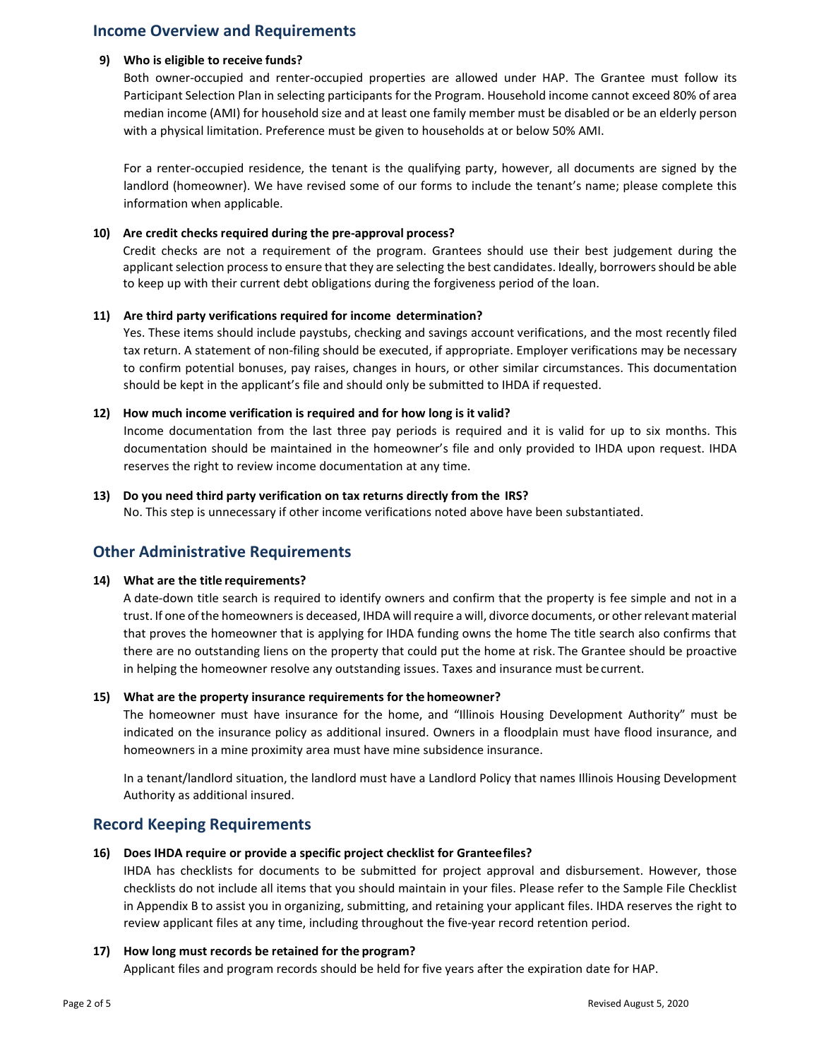## Income Overview and Requirements

**9) Who is eligible to receive funds?**

Both owner-occupied and renter-occupied properties are allowed under HAP. The Grantee must follow its Participant Selection Plan in selecting participants for the Program. Household income cannot exceed 80% of area median income (AMI) for household size and at least one family member must be disabled or be an elderly person with a physical limitation. Preference must be given to households at or below 50% AMI.

For a renter-occupied residence, the tenant is the qualifying party, however, all documents are signed by the landlord (homeowner). We have revised some of our forms to include the tenant's name; please complete this information when applicable.

**10) Are credit checks required during the pre-approval process?**

Credit checks are not a requirement of the program. Grantees should use their best judgement during the applicant selection process to ensure that they are selecting the best candidates. Ideally, borrowers should be able to keep up with their current debt obligations during the forgiveness period of the loan.

**11) Are third party verifications required for income determination?**

Yes. These items should include paystubs, checking and savings account verifications, and the most recently filed tax return. A statement of non-filing should be executed, if appropriate. Employer verifications may be necessary to confirm potential bonuses, pay raises, changes in hours, or other similar circumstances. This documentation should be kept in the applicant's file and should only be submitted to IHDA if requested.

**12) How much income verification is required and for how long is it valid?**

Income documentation from the last three pay periods is required and it is valid for up to six months. This documentation should be maintained in the homeowner's file and only provided to IHDA upon request. IHDA reserves the right to review income documentation at any time.

**13) Do you need third party verification on tax returns directly from the IRS?**

No. This step is unnecessary if other income verifications noted above have been substantiated.

## Other Administrative Requirements

**14) What are the title requirements?**

A date-down title search is required to identify owners and confirm that the property is fee simple and not in a trust. If one of the homeowners is deceased, IHDA will require a will, divorce documents, or other relevant material that proves the homeowner that is applying for IHDA funding owns the home The title search also confirms that there are no outstanding liens on the property that could put the home at risk. The Grantee should be proactive in helping the homeowner resolve any outstanding issues. Taxes and insurance must be current.

**15) What are the property insurance requirements for the homeowner?**

The homeowner must have insurance for the home, and "Illinois Housing Development Authority" must be indicated on the insurance policy as additional insured. Owners in a floodplain must have flood insurance, and homeowners in a mine proximity area must have mine subsidence insurance.

In a tenant/landlord situation, the landlord must have a Landlord Policy that names Illinois Housing Development Authority as additional insured.

## Record Keeping Requirements

**16) Does IHDA require or provide a specific project checklist for Grantee files?**

IHDA has checklists for documents to be submitted for project approval and disbursement. However, those checklists do not include all items that you should maintain in your files. Please refer to the Sample File Checklist in Appendix B to assist you in organizing, submitting, and retaining your applicant files. IHDA reserves the right to review applicant files at any time, including throughout the five-year record retention period.

**17) How long must records be retained for the program?**

Applicant files and program records should be held for five years after the expiration date for HAP.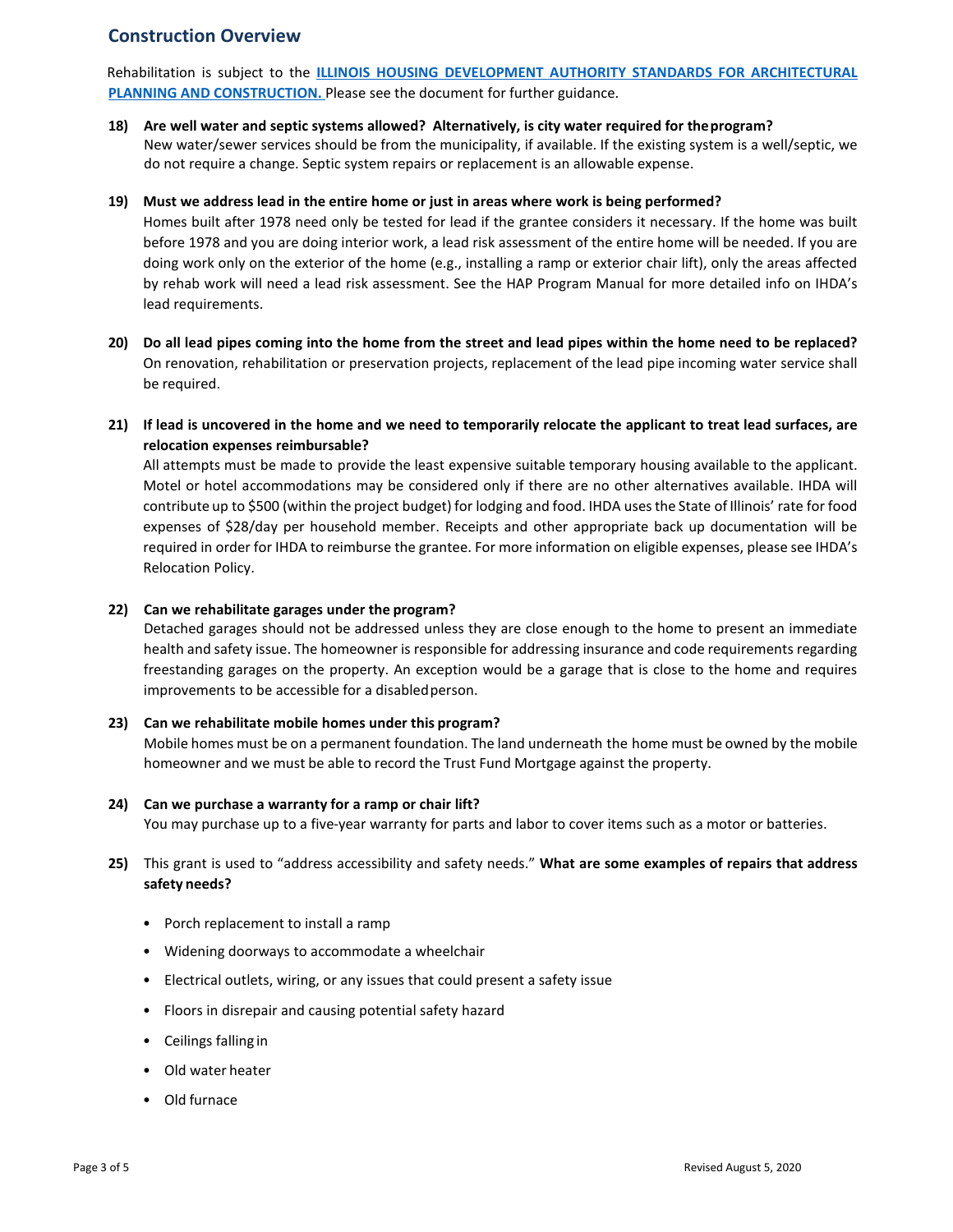## Construction Overview

Rehabilitation is subject to the **ILLINOIS HOUSING DEVELOPMENT AUTHORITY STANDARDS FOR ARCHITECTURAL PLANNING AND CONSTRUCTION.** Please see the document for further guidance.

**18) Are well water and septic systems allowed? Alternatively, is city water required for the program?**
New water/sewer services should be from the municipality, if available. If the existing system is a well/septic, we do not require a change. Septic system repairs or replacement is an allowable expense.

**19) Must we address lead in the entire home or just in areas where work is being performed?**
Homes built after 1978 need only be tested for lead if the grantee considers it necessary. If the home was built before 1978 and you are doing interior work, a lead risk assessment of the entire home will be needed. If you are doing work only on the exterior of the home (e.g., installing a ramp or exterior chair lift), only the areas affected by rehab work will need a lead risk assessment. See the HAP Program Manual for more detailed info on IHDA's lead requirements.

**20) Do all lead pipes coming into the home from the street and lead pipes within the home need to be replaced?**
On renovation, rehabilitation or preservation projects, replacement of the lead pipe incoming water service shall be required.

**21) If lead is uncovered in the home and we need to temporarily relocate the applicant to treat lead surfaces, are relocation expenses reimbursable?**
All attempts must be made to provide the least expensive suitable temporary housing available to the applicant. Motel or hotel accommodations may be considered only if there are no other alternatives available. IHDA will contribute up to $500 (within the project budget) for lodging and food. IHDA uses the State of Illinois' rate for food expenses of $28/day per household member. Receipts and other appropriate back up documentation will be required in order for IHDA to reimburse the grantee. For more information on eligible expenses, please see IHDA's Relocation Policy.

**22) Can we rehabilitate garages under the program?**
Detached garages should not be addressed unless they are close enough to the home to present an immediate health and safety issue. The homeowner is responsible for addressing insurance and code requirements regarding freestanding garages on the property. An exception would be a garage that is close to the home and requires improvements to be accessible for a disabled person.

**23) Can we rehabilitate mobile homes under this program?**
Mobile homes must be on a permanent foundation. The land underneath the home must be owned by the mobile homeowner and we must be able to record the Trust Fund Mortgage against the property.

**24) Can we purchase a warranty for a ramp or chair lift?**
You may purchase up to a five-year warranty for parts and labor to cover items such as a motor or batteries.

**25)** This grant is used to "address accessibility and safety needs." **What are some examples of repairs that address safety needs?**

- Porch replacement to install a ramp
- Widening doorways to accommodate a wheelchair
- Electrical outlets, wiring, or any issues that could present a safety issue
- Floors in disrepair and causing potential safety hazard
- Ceilings falling in
- Old water heater
- Old furnace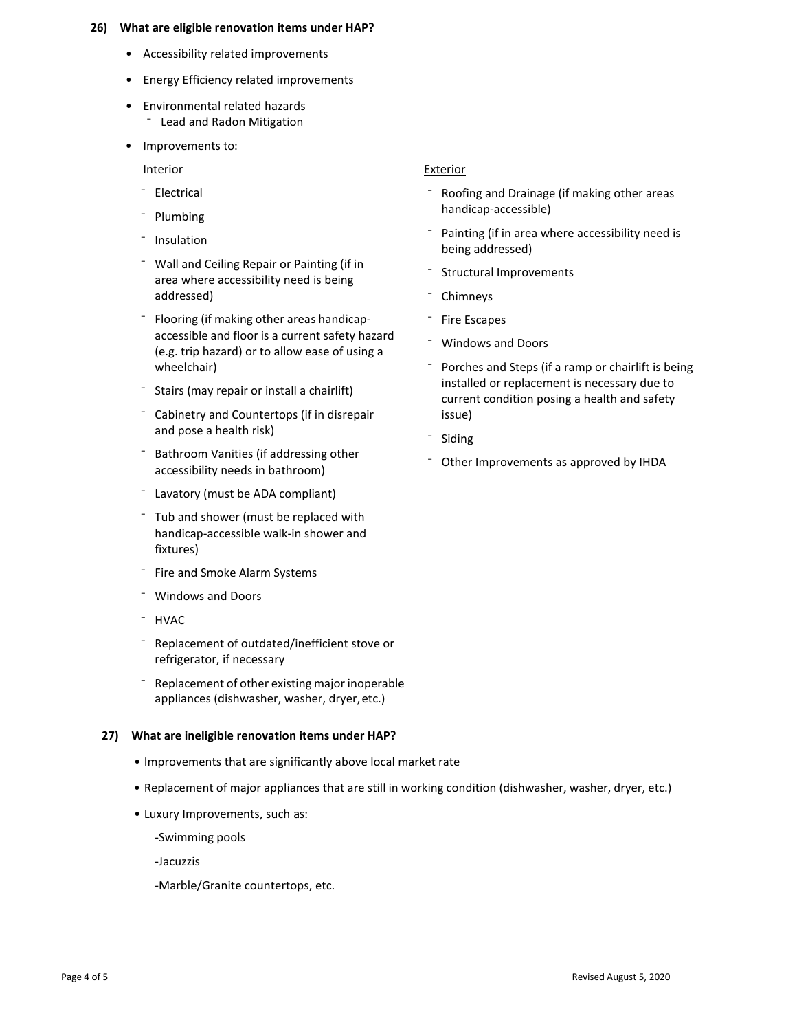**26) What are eligible renovation items under HAP?**

- Accessibility related improvements
- Energy Efficiency related improvements
- Environmental related hazards
  - Lead and Radon Mitigation
- Improvements to:

  Interior

  - Electrical
  - Plumbing
  - Insulation
  - Wall and Ceiling Repair or Painting (if in area where accessibility need is being addressed)
  - Flooring (if making other areas handicap-accessible and floor is a current safety hazard (e.g. trip hazard) or to allow ease of using a wheelchair)
  - Stairs (may repair or install a chairlift)
  - Cabinetry and Countertops (if in disrepair and pose a health risk)
  - Bathroom Vanities (if addressing other accessibility needs in bathroom)
  - Lavatory (must be ADA compliant)
  - Tub and shower (must be replaced with handicap-accessible walk-in shower and fixtures)
  - Fire and Smoke Alarm Systems
  - Windows and Doors
  - HVAC
  - Replacement of outdated/inefficient stove or refrigerator, if necessary
  - Replacement of other existing major inoperable appliances (dishwasher, washer, dryer, etc.)

  Exterior

  - Roofing and Drainage (if making other areas handicap-accessible)
  - Painting (if in area where accessibility need is being addressed)
  - Structural Improvements
  - Chimneys
  - Fire Escapes
  - Windows and Doors
  - Porches and Steps (if a ramp or chairlift is being installed or replacement is necessary due to current condition posing a health and safety issue)
  - Siding
  - Other Improvements as approved by IHDA

**27) What are ineligible renovation items under HAP?**

- Improvements that are significantly above local market rate
- Replacement of major appliances that are still in working condition (dishwasher, washer, dryer, etc.)
- Luxury Improvements, such as:

  -Swimming pools

  -Jacuzzis

  -Marble/Granite countertops, etc.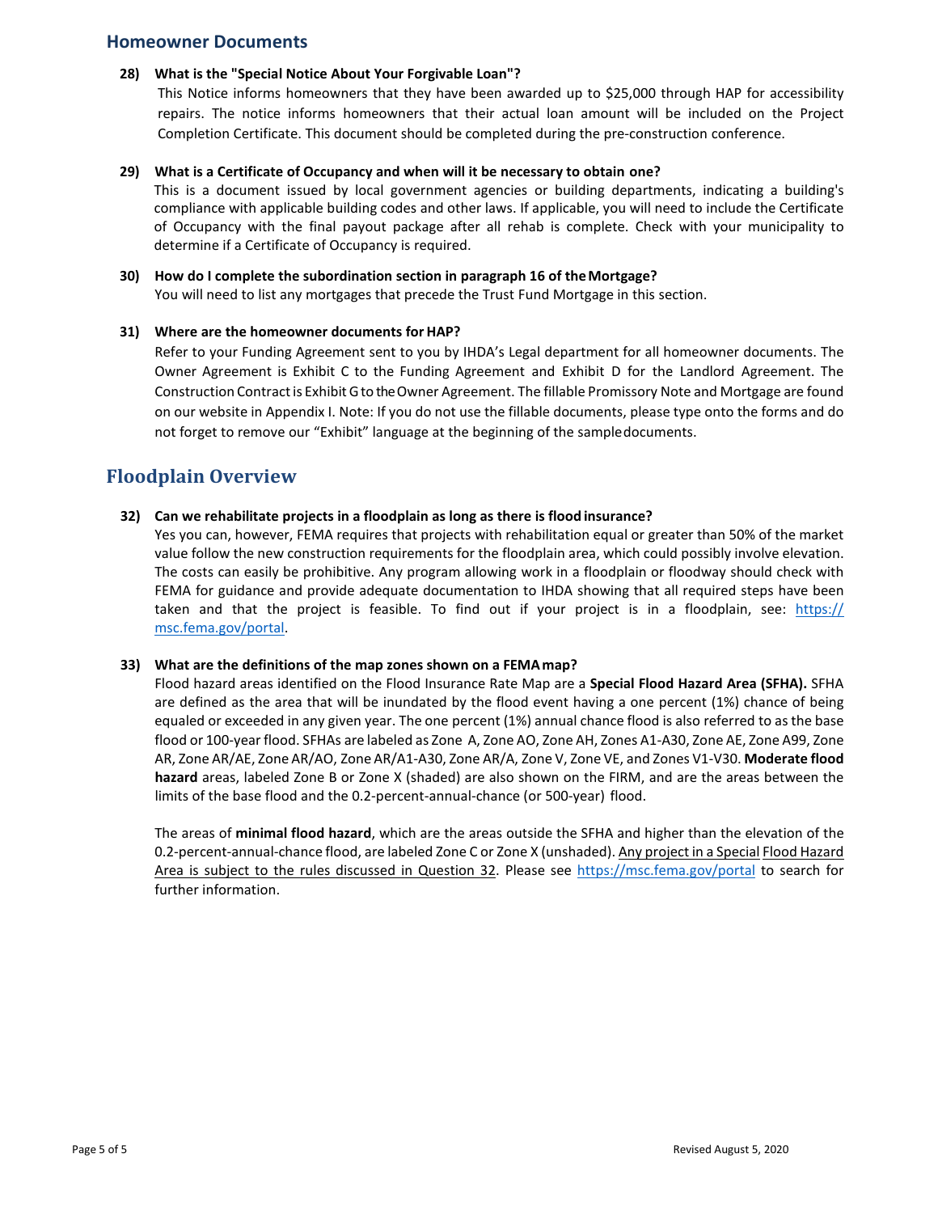## Homeowner Documents

**28) What is the "Special Notice About Your Forgivable Loan"?**

This Notice informs homeowners that they have been awarded up to $25,000 through HAP for accessibility repairs. The notice informs homeowners that their actual loan amount will be included on the Project Completion Certificate. This document should be completed during the pre-construction conference.

**29) What is a Certificate of Occupancy and when will it be necessary to obtain one?**

This is a document issued by local government agencies or building departments, indicating a building's compliance with applicable building codes and other laws. If applicable, you will need to include the Certificate of Occupancy with the final payout package after all rehab is complete. Check with your municipality to determine if a Certificate of Occupancy is required.

**30) How do I complete the subordination section in paragraph 16 of the Mortgage?**

You will need to list any mortgages that precede the Trust Fund Mortgage in this section.

**31) Where are the homeowner documents for HAP?**

Refer to your Funding Agreement sent to you by IHDA's Legal department for all homeowner documents. The Owner Agreement is Exhibit C to the Funding Agreement and Exhibit D for the Landlord Agreement. The Construction Contract is Exhibit G to the Owner Agreement. The fillable Promissory Note and Mortgage are found on our website in Appendix I. Note: If you do not use the fillable documents, please type onto the forms and do not forget to remove our "Exhibit" language at the beginning of the sample documents.

## Floodplain Overview

**32) Can we rehabilitate projects in a floodplain as long as there is flood insurance?**

Yes you can, however, FEMA requires that projects with rehabilitation equal or greater than 50% of the market value follow the new construction requirements for the floodplain area, which could possibly involve elevation. The costs can easily be prohibitive. Any program allowing work in a floodplain or floodway should check with FEMA for guidance and provide adequate documentation to IHDA showing that all required steps have been taken and that the project is feasible. To find out if your project is in a floodplain, see: https://msc.fema.gov/portal.

**33) What are the definitions of the map zones shown on a FEMA map?**

Flood hazard areas identified on the Flood Insurance Rate Map are a **Special Flood Hazard Area (SFHA).** SFHA are defined as the area that will be inundated by the flood event having a one percent (1%) chance of being equaled or exceeded in any given year. The one percent (1%) annual chance flood is also referred to as the base flood or 100-year flood. SFHAs are labeled as Zone A, Zone AO, Zone AH, Zones A1-A30, Zone AE, Zone A99, Zone AR, Zone AR/AE, Zone AR/AO, Zone AR/A1-A30, Zone AR/A, Zone V, Zone VE, and Zones V1-V30. **Moderate flood hazard** areas, labeled Zone B or Zone X (shaded) are also shown on the FIRM, and are the areas between the limits of the base flood and the 0.2-percent-annual-chance (or 500-year) flood.

The areas of **minimal flood hazard**, which are the areas outside the SFHA and higher than the elevation of the 0.2-percent-annual-chance flood, are labeled Zone C or Zone X (unshaded). Any project in a Special Flood Hazard Area is subject to the rules discussed in Question 32. Please see https://msc.fema.gov/portal to search for further information.

Revised August 5, 2020